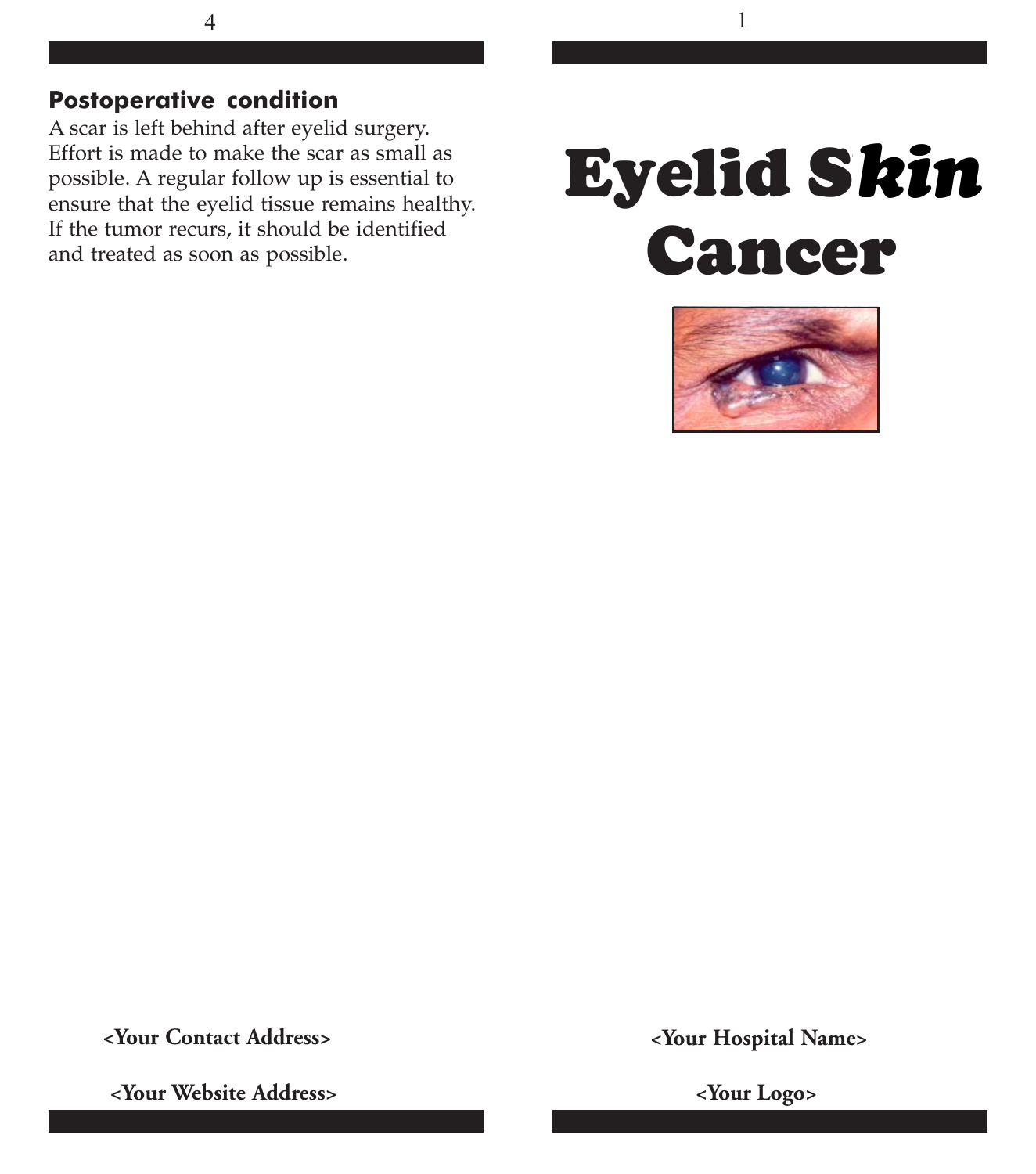## Postoperative condition

A scar is left behind after eyelid surgery. Effort is made to make the scar as small as possible. A regular follow up is essential to ensure that the eyelid tissue remains healthy. If the tumor recurs, it should be identified and treated as soon as possible.

**<Your Contact Address>**

**<Your Website Address>**

# Eyelid S*kin* Cancer

**<Your Hospital Name>**

**<Your Logo>**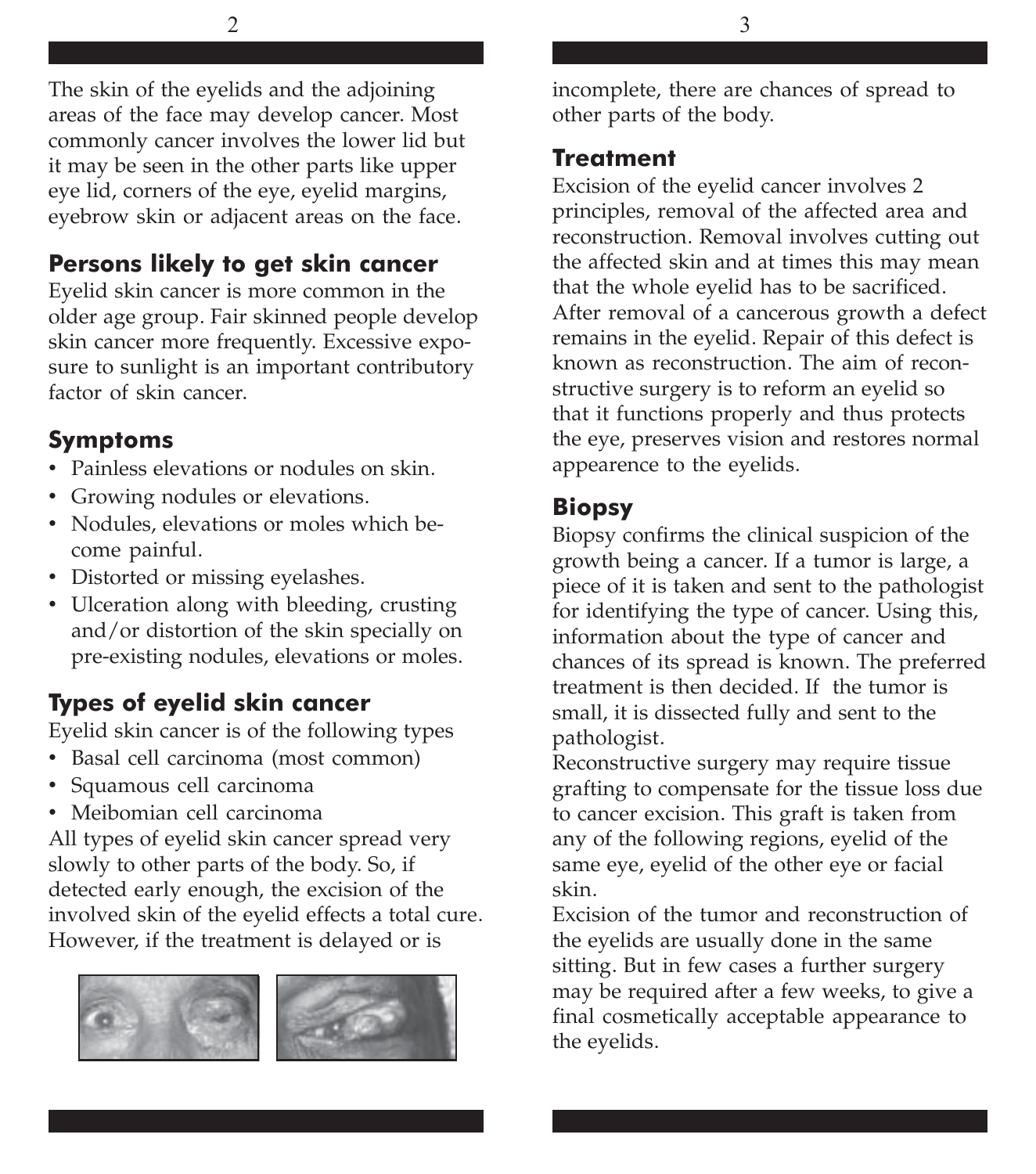The skin of the eyelids and the adjoining areas of the face may develop cancer. Most commonly cancer involves the lower lid but it may be seen in the other parts like upper eye lid, corners of the eye, eyelid margins, eyebrow skin or adjacent areas on the face.

## Persons likely to get skin cancer

Eyelid skin cancer is more common in the older age group. Fair skinned people develop skin cancer more frequently. Excessive exposure to sunlight is an important contributory factor of skin cancer.

## Symptoms

- Painless elevations or nodules on skin.
- Growing nodules or elevations.
- Nodules, elevations or moles which become painful.
- Distorted or missing eyelashes.
- Ulceration along with bleeding, crusting and/or distortion of the skin specially on pre-existing nodules, elevations or moles.

## Types of eyelid skin cancer

Eyelid skin cancer is of the following types

- Basal cell carcinoma (most common)
- Squamous cell carcinoma
- Meibomian cell carcinoma

All types of eyelid skin cancer spread very slowly to other parts of the body. So, if detected early enough, the excision of the involved skin of the eyelid effects a total cure. However, if the treatment is delayed or is incomplete, there are chances of spread to other parts of the body.

## Treatment

Excision of the eyelid cancer involves 2 principles, removal of the affected area and reconstruction. Removal involves cutting out the affected skin and at times this may mean that the whole eyelid has to be sacrificed. After removal of a cancerous growth a defect remains in the eyelid. Repair of this defect is known as reconstruction. The aim of reconstructive surgery is to reform an eyelid so that it functions properly and thus protects the eye, preserves vision and restores normal appearence to the eyelids.

## Biopsy

Biopsy confirms the clinical suspicion of the growth being a cancer. If a tumor is large, a piece of it is taken and sent to the pathologist for identifying the type of cancer. Using this, information about the type of cancer and chances of its spread is known. The preferred treatment is then decided. If the tumor is small, it is dissected fully and sent to the pathologist.

Reconstructive surgery may require tissue grafting to compensate for the tissue loss due to cancer excision. This graft is taken from any of the following regions, eyelid of the same eye, eyelid of the other eye or facial skin.

Excision of the tumor and reconstruction of the eyelids are usually done in the same sitting. But in few cases a further surgery may be required after a few weeks, to give a final cosmetically acceptable appearance to the eyelids.